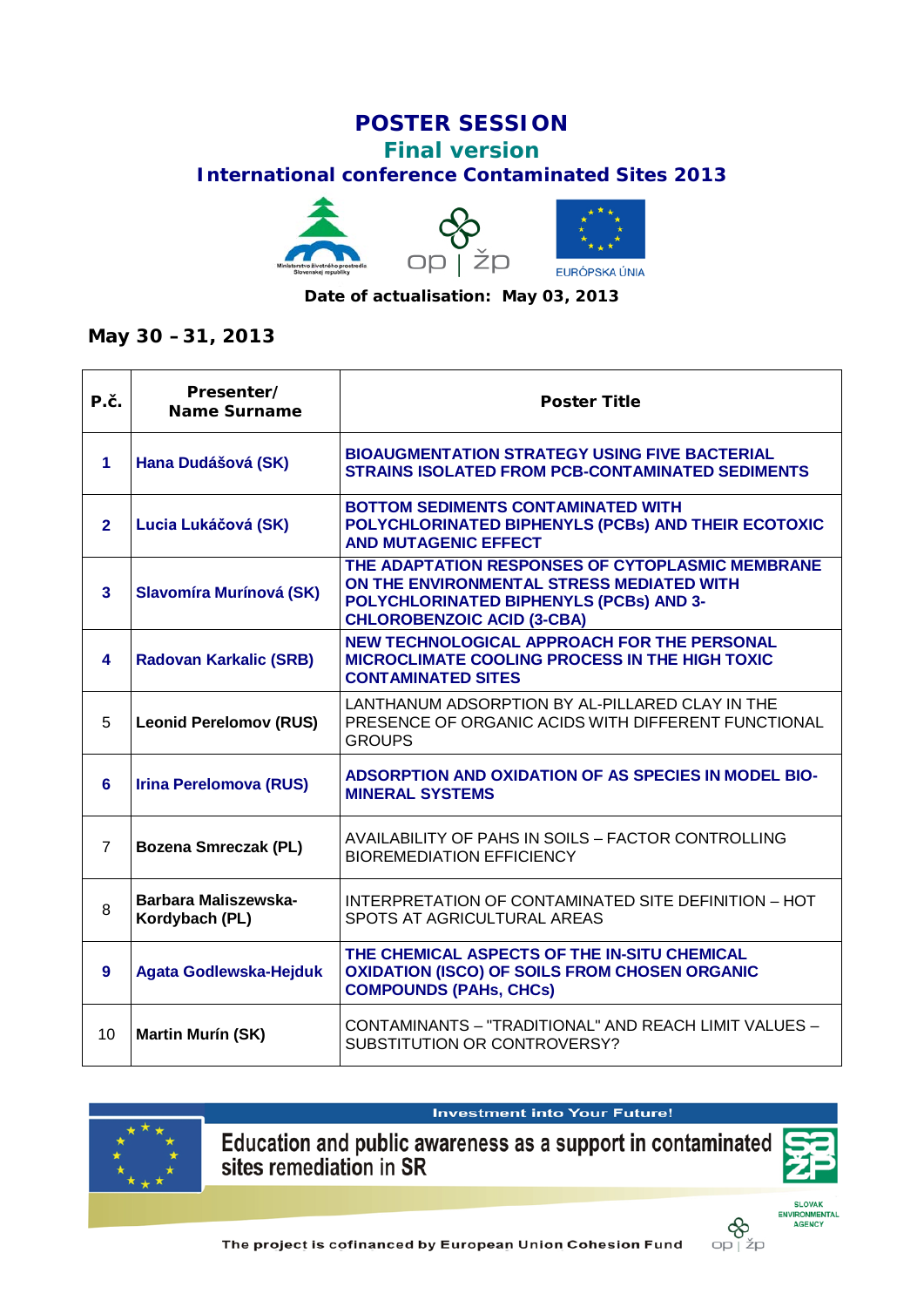# POSTER SESSION

## Final version

## International conference Contaminated Sites 2013

**Date of actualisation: May 03, 2013**

### May 30 – 31, 2013

| P.č. | Presenter/ Name Surname | Poster Title |
|---|---|---|
| **1** | **Hana Dudášová (SK)** | **BIOAUGMENTATION STRATEGY USING FIVE BACTERIAL STRAINS ISOLATED FROM PCB-CONTAMINATED SEDIMENTS** |
| **2** | **Lucia Lukáčová (SK)** | **BOTTOM SEDIMENTS CONTAMINATED WITH POLYCHLORINATED BIPHENYLS (PCBs) AND THEIR ECOTOXIC AND MUTAGENIC EFFECT** |
| **3** | **Slavomíra Murínová (SK)** | **THE ADAPTATION RESPONSES OF CYTOPLASMIC MEMBRANE ON THE ENVIRONMENTAL STRESS MEDIATED WITH POLYCHLORINATED BIPHENYLS (PCBs) AND 3-CHLOROBENZOIC ACID (3-CBA)** |
| **4** | **Radovan Karkalic (SRB)** | **NEW TECHNOLOGICAL APPROACH FOR THE PERSONAL MICROCLIMATE COOLING PROCESS IN THE HIGH TOXIC CONTAMINATED SITES** |
| 5 | **Leonid Perelomov (RUS)** | LANTHANUM ADSORPTION BY AL-PILLARED CLAY IN THE PRESENCE OF ORGANIC ACIDS WITH DIFFERENT FUNCTIONAL GROUPS |
| **6** | **Irina Perelomova (RUS)** | **ADSORPTION AND OXIDATION OF AS SPECIES IN MODEL BIO-MINERAL SYSTEMS** |
| 7 | **Bozena Smreczak (PL)** | AVAILABILITY OF PAHS IN SOILS – FACTOR CONTROLLING BIOREMEDIATION EFFICIENCY |
| 8 | **Barbara Maliszewska-Kordybach (PL)** | INTERPRETATION OF CONTAMINATED SITE DEFINITION – HOT SPOTS AT AGRICULTURAL AREAS |
| **9** | **Agata Godlewska-Hejduk** | **THE CHEMICAL ASPECTS OF THE IN-SITU CHEMICAL OXIDATION (ISCO) OF SOILS FROM CHOSEN ORGANIC COMPOUNDS (PAHs, CHCs)** |
| 10 | **Martin Murín (SK)** | CONTAMINANTS – "TRADITIONAL" AND REACH LIMIT VALUES – SUBSTITUTION OR CONTROVERSY? |

Investment into Your Future!

Education and public awareness as a support in contaminated sites remediation in SR

The project is cofinanced by European Union Cohesion Fund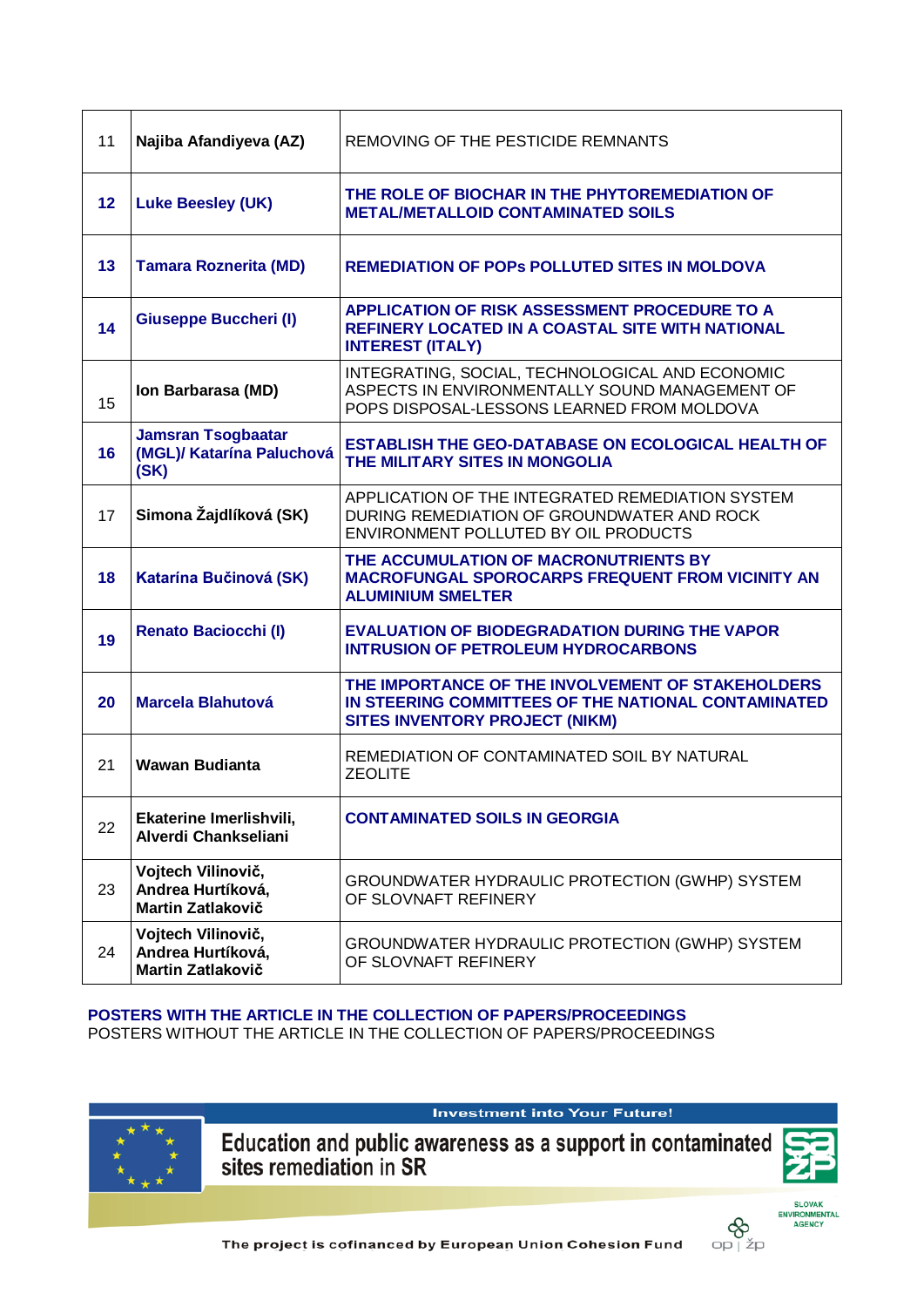| | | |
|---|---|---|
| 11 | **Najiba Afandiyeva (AZ)** | REMOVING OF THE PESTICIDE REMNANTS |
| **12** | **Luke Beesley (UK)** | **THE ROLE OF BIOCHAR IN THE PHYTOREMEDIATION OF METAL/METALLOID CONTAMINATED SOILS** |
| **13** | **Tamara Roznerita (MD)** | **REMEDIATION OF POPs POLLUTED SITES IN MOLDOVA** |
| **14** | **Giuseppe Buccheri (I)** | **APPLICATION OF RISK ASSESSMENT PROCEDURE TO A REFINERY LOCATED IN A COASTAL SITE WITH NATIONAL INTEREST (ITALY)** |
| 15 | **Ion Barbarasa (MD)** | INTEGRATING, SOCIAL, TECHNOLOGICAL AND ECONOMIC ASPECTS IN ENVIRONMENTALLY SOUND MANAGEMENT OF POPS DISPOSAL-LESSONS LEARNED FROM MOLDOVA |
| **16** | **Jamsran Tsogbaatar (MGL)/ Katarína Paluchová (SK)** | **ESTABLISH THE GEO-DATABASE ON ECOLOGICAL HEALTH OF THE MILITARY SITES IN MONGOLIA** |
| 17 | **Simona Žajdlíková (SK)** | APPLICATION OF THE INTEGRATED REMEDIATION SYSTEM DURING REMEDIATION OF GROUNDWATER AND ROCK ENVIRONMENT POLLUTED BY OIL PRODUCTS |
| **18** | **Katarína Bučinová (SK)** | **THE ACCUMULATION OF MACRONUTRIENTS BY MACROFUNGAL SPOROCARPS FREQUENT FROM VICINITY AN ALUMINIUM SMELTER** |
| **19** | **Renato Baciocchi (I)** | **EVALUATION OF BIODEGRADATION DURING THE VAPOR INTRUSION OF PETROLEUM HYDROCARBONS** |
| **20** | **Marcela Blahutová** | **THE IMPORTANCE OF THE INVOLVEMENT OF STAKEHOLDERS IN STEERING COMMITTEES OF THE NATIONAL CONTAMINATED SITES INVENTORY PROJECT (NIKM)** |
| 21 | **Wawan Budianta** | REMEDIATION OF CONTAMINATED SOIL BY NATURAL ZEOLITE |
| 22 | **Ekaterine Imerlishvili, Alverdi Chankseliani** | **CONTAMINATED SOILS IN GEORGIA** |
| 23 | **Vojtech Vilinovič, Andrea Hurtíková, Martin Zatlakovič** | GROUNDWATER HYDRAULIC PROTECTION (GWHP) SYSTEM OF SLOVNAFT REFINERY |
| 24 | **Vojtech Vilinovič, Andrea Hurtíková, Martin Zatlakovič** | GROUNDWATER HYDRAULIC PROTECTION (GWHP) SYSTEM OF SLOVNAFT REFINERY |

**POSTERS WITH THE ARTICLE IN THE COLLECTION OF PAPERS/PROCEEDINGS**
POSTERS WITHOUT THE ARTICLE IN THE COLLECTION OF PAPERS/PROCEEDINGS

Investment into Your Future!

Education and public awareness as a support in contaminated sites remediation in SR

SLOVAK ENVIRONMENTAL AGENCY

The project is cofinanced by European Union Cohesion Fund

op | žp